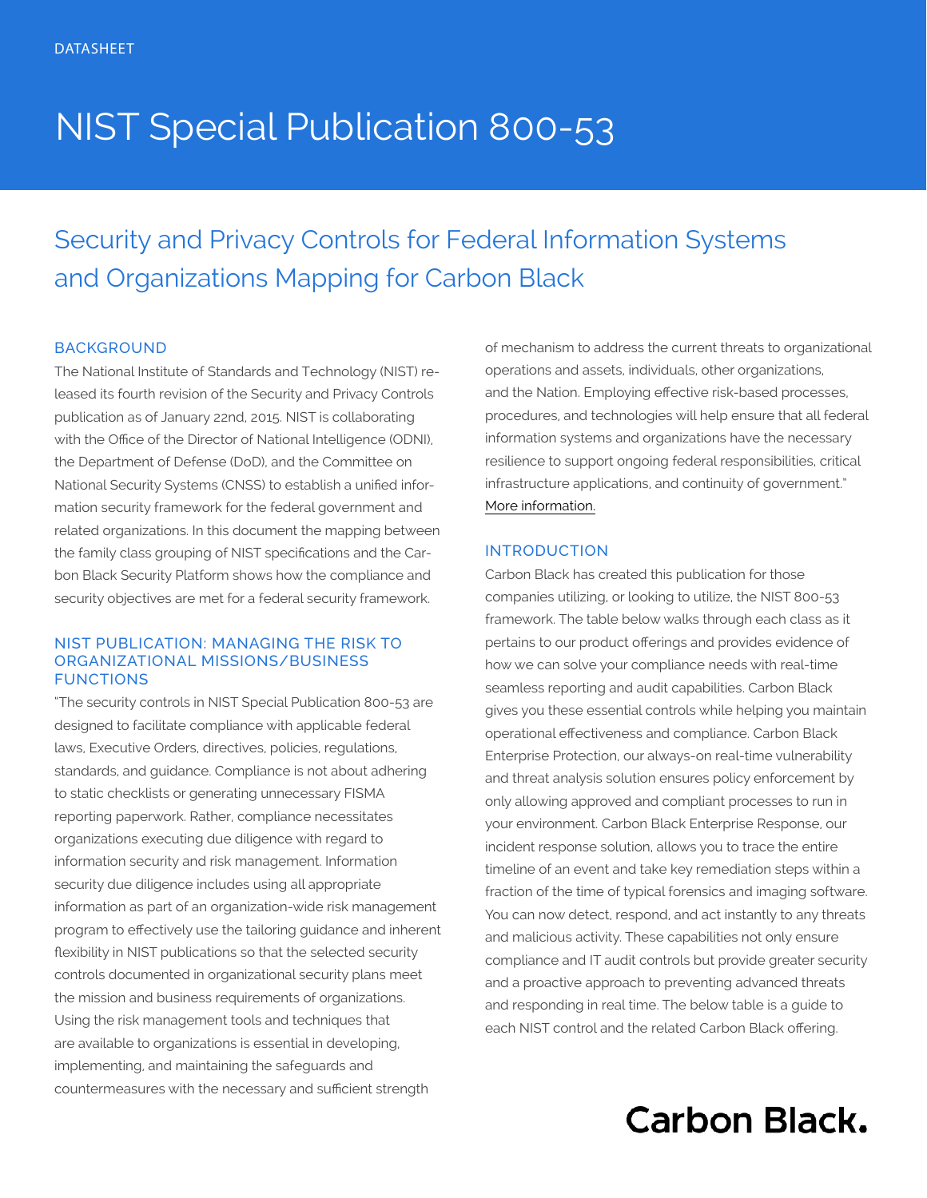DATASHEET

# NIST Special Publication 800-53

## Security and Privacy Controls for Federal Information Systems and Organizations Mapping for Carbon Black

### BACKGROUND

The National Institute of Standards and Technology (NIST) released its fourth revision of the Security and Privacy Controls publication as of January 22nd, 2015. NIST is collaborating with the Office of the Director of National Intelligence (ODNI), the Department of Defense (DoD), and the Committee on National Security Systems (CNSS) to establish a unified information security framework for the federal government and related organizations. In this document the mapping between the family class grouping of NIST specifications and the Carbon Black Security Platform shows how the compliance and security objectives are met for a federal security framework.

### NIST PUBLICATION: MANAGING THE RISK TO ORGANIZATIONAL MISSIONS/BUSINESS FUNCTIONS

"The security controls in NIST Special Publication 800-53 are designed to facilitate compliance with applicable federal laws, Executive Orders, directives, policies, regulations, standards, and guidance. Compliance is not about adhering to static checklists or generating unnecessary FISMA reporting paperwork. Rather, compliance necessitates organizations executing due diligence with regard to information security and risk management. Information security due diligence includes using all appropriate information as part of an organization-wide risk management program to effectively use the tailoring guidance and inherent flexibility in NIST publications so that the selected security controls documented in organizational security plans meet the mission and business requirements of organizations. Using the risk management tools and techniques that are available to organizations is essential in developing, implementing, and maintaining the safeguards and countermeasures with the necessary and sufficient strength of mechanism to address the current threats to organizational operations and assets, individuals, other organizations, and the Nation. Employing effective risk-based processes, procedures, and technologies will help ensure that all federal information systems and organizations have the necessary resilience to support ongoing federal responsibilities, critical infrastructure applications, and continuity of government." More information.

### INTRODUCTION

Carbon Black has created this publication for those companies utilizing, or looking to utilize, the NIST 800-53 framework. The table below walks through each class as it pertains to our product offerings and provides evidence of how we can solve your compliance needs with real-time seamless reporting and audit capabilities. Carbon Black gives you these essential controls while helping you maintain operational effectiveness and compliance. Carbon Black Enterprise Protection, our always-on real-time vulnerability and threat analysis solution ensures policy enforcement by only allowing approved and compliant processes to run in your environment. Carbon Black Enterprise Response, our incident response solution, allows you to trace the entire timeline of an event and take key remediation steps within a fraction of the time of typical forensics and imaging software. You can now detect, respond, and act instantly to any threats and malicious activity. These capabilities not only ensure compliance and IT audit controls but provide greater security and a proactive approach to preventing advanced threats and responding in real time. The below table is a guide to each NIST control and the related Carbon Black offering.

Carbon Black.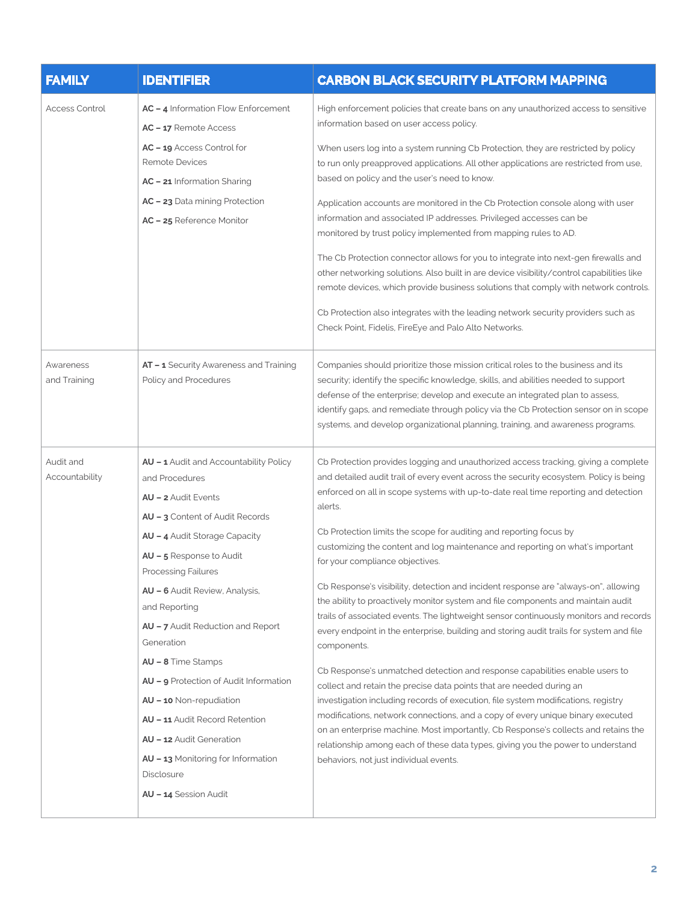| FAMILY | IDENTIFIER | CARBON BLACK SECURITY PLATFORM MAPPING |
|---|---|---|
| Access Control | **AC – 4** Information Flow Enforcement<br>**AC – 17** Remote Access<br>**AC – 19** Access Control for Remote Devices<br>**AC – 21** Information Sharing<br>**AC – 23** Data mining Protection<br>**AC – 25** Reference Monitor | High enforcement policies that create bans on any unauthorized access to sensitive information based on user access policy.<br><br>When users log into a system running Cb Protection, they are restricted by policy to run only preapproved applications. All other applications are restricted from use, based on policy and the user's need to know.<br><br>Application accounts are monitored in the Cb Protection console along with user information and associated IP addresses. Privileged accesses can be monitored by trust policy implemented from mapping rules to AD.<br><br>The Cb Protection connector allows for you to integrate into next-gen firewalls and other networking solutions. Also built in are device visibility/control capabilities like remote devices, which provide business solutions that comply with network controls.<br><br>Cb Protection also integrates with the leading network security providers such as Check Point, Fidelis, FireEye and Palo Alto Networks. |
| Awareness and Training | **AT – 1** Security Awareness and Training Policy and Procedures | Companies should prioritize those mission critical roles to the business and its security; identify the specific knowledge, skills, and abilities needed to support defense of the enterprise; develop and execute an integrated plan to assess, identify gaps, and remediate through policy via the Cb Protection sensor on in scope systems, and develop organizational planning, training, and awareness programs. |
| Audit and Accountability | **AU – 1** Audit and Accountability Policy and Procedures<br>**AU – 2** Audit Events<br>**AU – 3** Content of Audit Records<br>**AU – 4** Audit Storage Capacity<br>**AU – 5** Response to Audit Processing Failures<br>**AU – 6** Audit Review, Analysis, and Reporting<br>**AU – 7** Audit Reduction and Report Generation<br>**AU – 8** Time Stamps<br>**AU – 9** Protection of Audit Information<br>**AU – 10** Non-repudiation<br>**AU – 11** Audit Record Retention<br>**AU – 12** Audit Generation<br>**AU – 13** Monitoring for Information Disclosure<br>**AU – 14** Session Audit | Cb Protection provides logging and unauthorized access tracking, giving a complete and detailed audit trail of every event across the security ecosystem. Policy is being enforced on all in scope systems with up-to-date real time reporting and detection alerts.<br><br>Cb Protection limits the scope for auditing and reporting focus by customizing the content and log maintenance and reporting on what's important for your compliance objectives.<br><br>Cb Response's visibility, detection and incident response are "always-on", allowing the ability to proactively monitor system and file components and maintain audit trails of associated events. The lightweight sensor continuously monitors and records every endpoint in the enterprise, building and storing audit trails for system and file components.<br><br>Cb Response's unmatched detection and response capabilities enable users to collect and retain the precise data points that are needed during an investigation including records of execution, file system modifications, registry modifications, network connections, and a copy of every unique binary executed on an enterprise machine. Most importantly, Cb Response's collects and retains the relationship among each of these data types, giving you the power to understand behaviors, not just individual events. |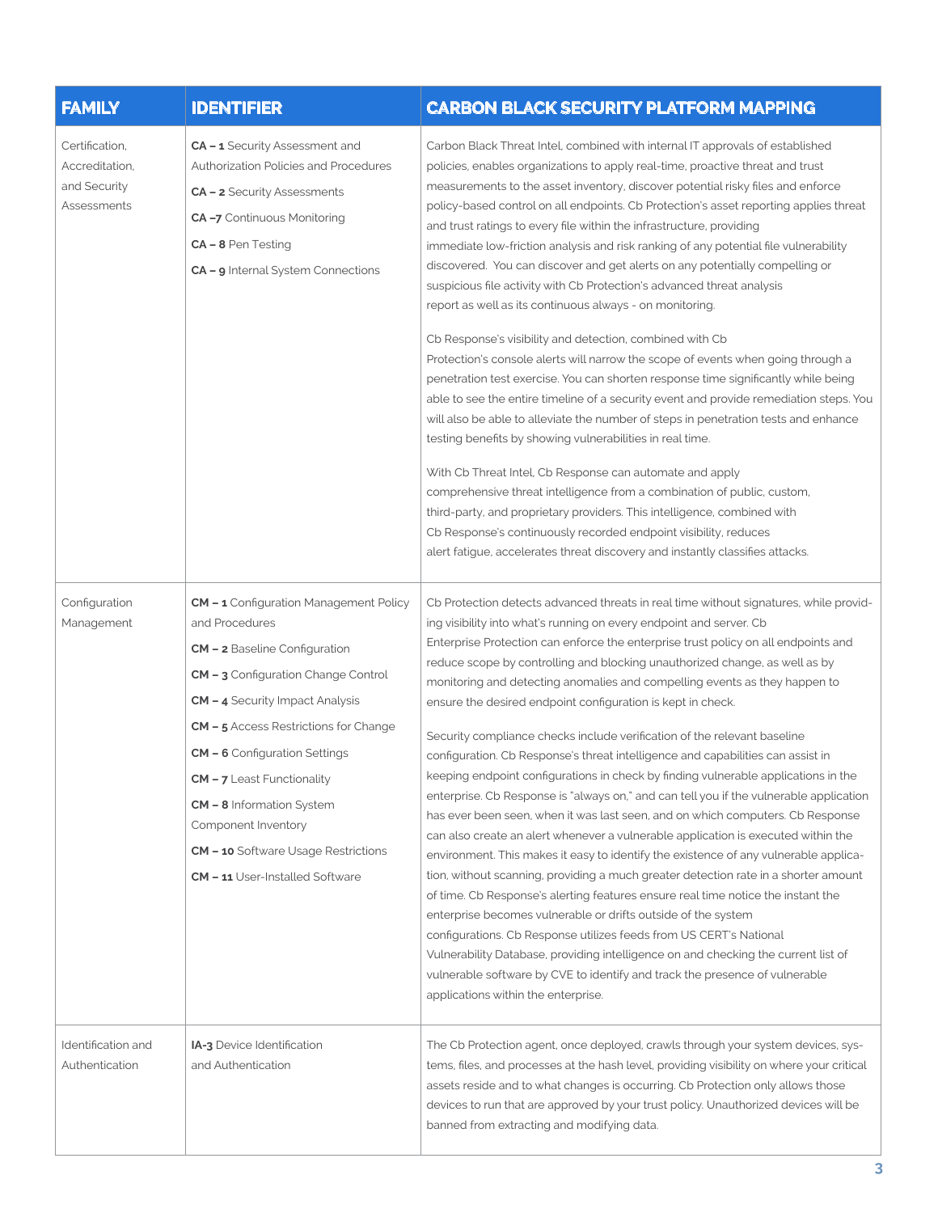| FAMILY | IDENTIFIER | CARBON BLACK SECURITY PLATFORM MAPPING |
|---|---|---|
| Certification, Accreditation, and Security Assessments | **CA – 1** Security Assessment and Authorization Policies and Procedures<br>**CA – 2** Security Assessments<br>**CA –7** Continuous Monitoring<br>**CA – 8** Pen Testing<br>**CA – 9** Internal System Connections | Carbon Black Threat Intel, combined with internal IT approvals of established policies, enables organizations to apply real-time, proactive threat and trust measurements to the asset inventory, discover potential risky files and enforce policy-based control on all endpoints. Cb Protection's asset reporting applies threat and trust ratings to every file within the infrastructure, providing immediate low-friction analysis and risk ranking of any potential file vulnerability discovered. You can discover and get alerts on any potentially compelling or suspicious file activity with Cb Protection's advanced threat analysis report as well as its continuous always - on monitoring.<br><br>Cb Response's visibility and detection, combined with Cb Protection's console alerts will narrow the scope of events when going through a penetration test exercise. You can shorten response time significantly while being able to see the entire timeline of a security event and provide remediation steps. You will also be able to alleviate the number of steps in penetration tests and enhance testing benefits by showing vulnerabilities in real time.<br><br>With Cb Threat Intel, Cb Response can automate and apply comprehensive threat intelligence from a combination of public, custom, third-party, and proprietary providers. This intelligence, combined with Cb Response's continuously recorded endpoint visibility, reduces alert fatigue, accelerates threat discovery and instantly classifies attacks. |
| Configuration Management | **CM – 1** Configuration Management Policy and Procedures<br>**CM – 2** Baseline Configuration<br>**CM – 3** Configuration Change Control<br>**CM – 4** Security Impact Analysis<br>**CM – 5** Access Restrictions for Change<br>**CM – 6** Configuration Settings<br>**CM – 7** Least Functionality<br>**CM – 8** Information System Component Inventory<br>**CM – 10** Software Usage Restrictions<br>**CM – 11** User-Installed Software | Cb Protection detects advanced threats in real time without signatures, while providing visibility into what's running on every endpoint and server. Cb Enterprise Protection can enforce the enterprise trust policy on all endpoints and reduce scope by controlling and blocking unauthorized change, as well as by monitoring and detecting anomalies and compelling events as they happen to ensure the desired endpoint configuration is kept in check.<br><br>Security compliance checks include verification of the relevant baseline configuration. Cb Response's threat intelligence and capabilities can assist in keeping endpoint configurations in check by finding vulnerable applications in the enterprise. Cb Response is "always on," and can tell you if the vulnerable application has ever been seen, when it was last seen, and on which computers. Cb Response can also create an alert whenever a vulnerable application is executed within the environment. This makes it easy to identify the existence of any vulnerable application, without scanning, providing a much greater detection rate in a shorter amount of time. Cb Response's alerting features ensure real time notice the instant the enterprise becomes vulnerable or drifts outside of the system configurations. Cb Response utilizes feeds from US CERT's National Vulnerability Database, providing intelligence on and checking the current list of vulnerable software by CVE to identify and track the presence of vulnerable applications within the enterprise. |
| Identification and Authentication | **IA-3** Device Identification and Authentication | The Cb Protection agent, once deployed, crawls through your system devices, systems, files, and processes at the hash level, providing visibility on where your critical assets reside and to what changes is occurring. Cb Protection only allows those devices to run that are approved by your trust policy. Unauthorized devices will be banned from extracting and modifying data. |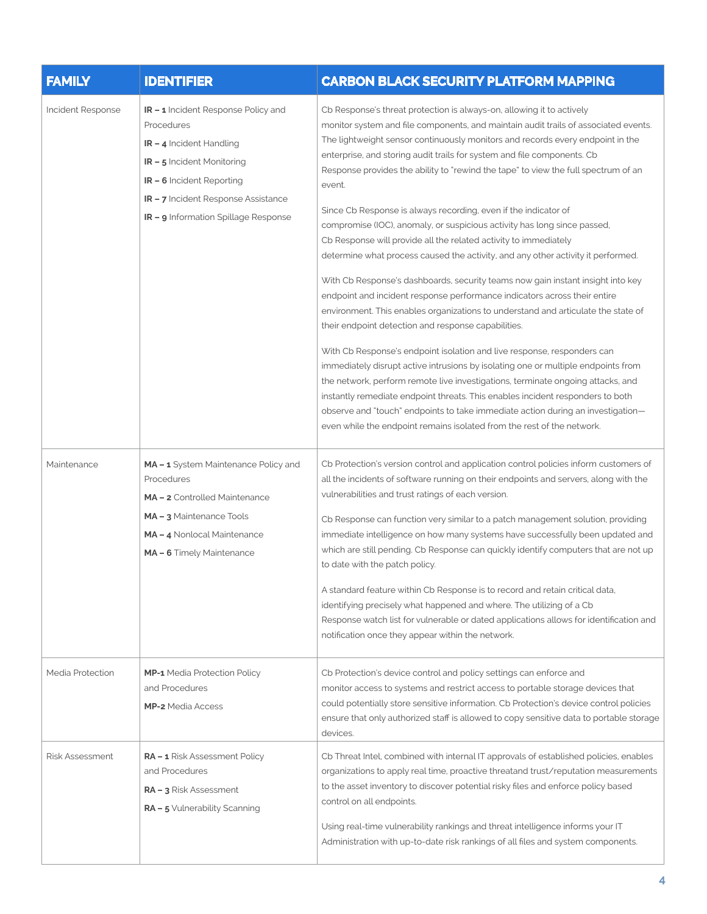| FAMILY | IDENTIFIER | CARBON BLACK SECURITY PLATFORM MAPPING |
|---|---|---|
| Incident Response | **IR – 1** Incident Response Policy and Procedures<br>**IR – 4** Incident Handling<br>**IR – 5** Incident Monitoring<br>**IR – 6** Incident Reporting<br>**IR – 7** Incident Response Assistance<br>**IR – 9** Information Spillage Response | Cb Response's threat protection is always-on, allowing it to actively monitor system and file components, and maintain audit trails of associated events. The lightweight sensor continuously monitors and records every endpoint in the enterprise, and storing audit trails for system and file components. Cb Response provides the ability to "rewind the tape" to view the full spectrum of an event.<br><br>Since Cb Response is always recording, even if the indicator of compromise (IOC), anomaly, or suspicious activity has long since passed, Cb Response will provide all the related activity to immediately determine what process caused the activity, and any other activity it performed.<br><br>With Cb Response's dashboards, security teams now gain instant insight into key endpoint and incident response performance indicators across their entire environment. This enables organizations to understand and articulate the state of their endpoint detection and response capabilities.<br><br>With Cb Response's endpoint isolation and live response, responders can immediately disrupt active intrusions by isolating one or multiple endpoints from the network, perform remote live investigations, terminate ongoing attacks, and instantly remediate endpoint threats. This enables incident responders to both observe and "touch" endpoints to take immediate action during an investigation—even while the endpoint remains isolated from the rest of the network. |
| Maintenance | **MA – 1** System Maintenance Policy and Procedures<br>**MA – 2** Controlled Maintenance<br>**MA – 3** Maintenance Tools<br>**MA – 4** Nonlocal Maintenance<br>**MA – 6** Timely Maintenance | Cb Protection's version control and application control policies inform customers of all the incidents of software running on their endpoints and servers, along with the vulnerabilities and trust ratings of each version.<br><br>Cb Response can function very similar to a patch management solution, providing immediate intelligence on how many systems have successfully been updated and which are still pending. Cb Response can quickly identify computers that are not up to date with the patch policy.<br><br>A standard feature within Cb Response is to record and retain critical data, identifying precisely what happened and where. The utilizing of a Cb Response watch list for vulnerable or dated applications allows for identification and notification once they appear within the network. |
| Media Protection | **MP-1** Media Protection Policy and Procedures<br>**MP-2** Media Access | Cb Protection's device control and policy settings can enforce and monitor access to systems and restrict access to portable storage devices that could potentially store sensitive information. Cb Protection's device control policies ensure that only authorized staff is allowed to copy sensitive data to portable storage devices. |
| Risk Assessment | **RA – 1** Risk Assessment Policy and Procedures<br>**RA – 3** Risk Assessment<br>**RA – 5** Vulnerability Scanning | Cb Threat Intel, combined with internal IT approvals of established policies, enables organizations to apply real time, proactive threatand trust/reputation measurements to the asset inventory to discover potential risky files and enforce policy based control on all endpoints.<br><br>Using real-time vulnerability rankings and threat intelligence informs your IT Administration with up-to-date risk rankings of all files and system components. |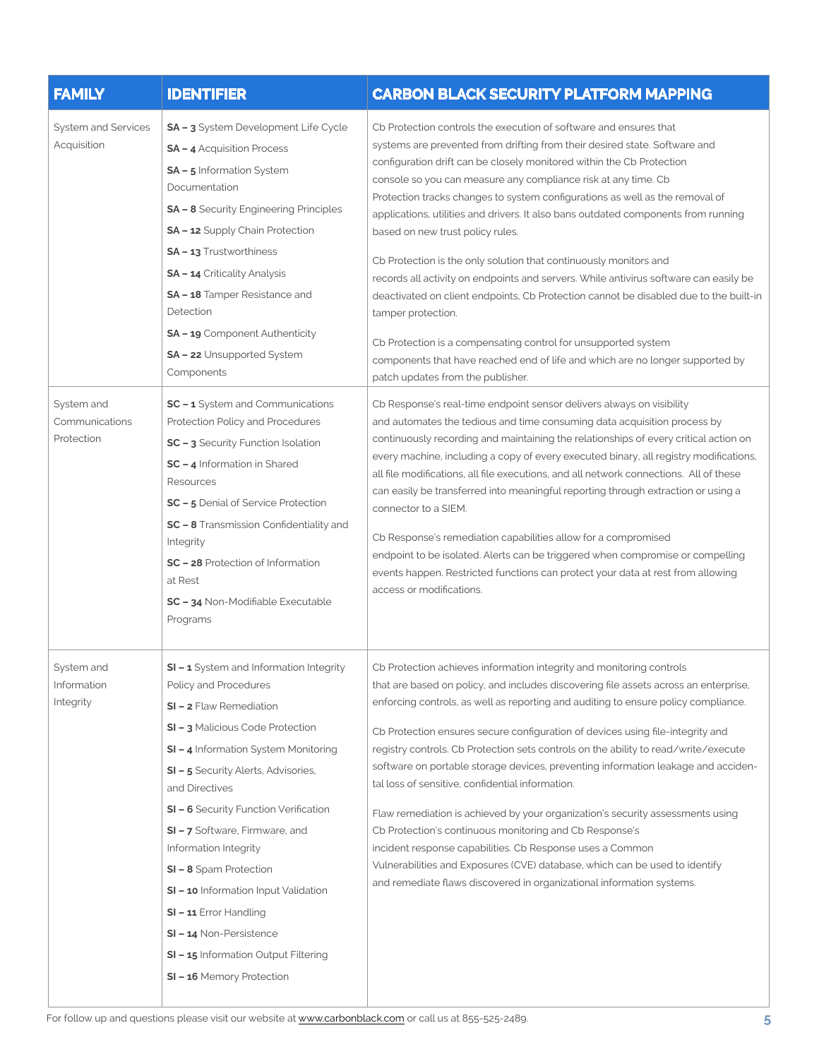| FAMILY | IDENTIFIER | CARBON BLACK SECURITY PLATFORM MAPPING |
|---|---|---|
| System and Services Acquisition | **SA – 3** System Development Life Cycle<br>**SA – 4** Acquisition Process<br>**SA – 5** Information System Documentation<br>**SA – 8** Security Engineering Principles<br>**SA – 12** Supply Chain Protection<br>**SA – 13** Trustworthiness<br>**SA – 14** Criticality Analysis<br>**SA – 18** Tamper Resistance and Detection<br>**SA – 19** Component Authenticity<br>**SA – 22** Unsupported System Components | Cb Protection controls the execution of software and ensures that systems are prevented from drifting from their desired state. Software and configuration drift can be closely monitored within the Cb Protection console so you can measure any compliance risk at any time. Cb Protection tracks changes to system configurations as well as the removal of applications, utilities and drivers. It also bans outdated components from running based on new trust policy rules.<br><br>Cb Protection is the only solution that continuously monitors and records all activity on endpoints and servers. While antivirus software can easily be deactivated on client endpoints, Cb Protection cannot be disabled due to the built-in tamper protection.<br><br>Cb Protection is a compensating control for unsupported system components that have reached end of life and which are no longer supported by patch updates from the publisher. |
| System and Communications Protection | **SC – 1** System and Communications Protection Policy and Procedures<br>**SC – 3** Security Function Isolation<br>**SC – 4** Information in Shared Resources<br>**SC – 5** Denial of Service Protection<br>**SC – 8** Transmission Confidentiality and Integrity<br>**SC – 28** Protection of Information at Rest<br>**SC – 34** Non-Modifiable Executable Programs | Cb Response's real-time endpoint sensor delivers always on visibility and automates the tedious and time consuming data acquisition process by continuously recording and maintaining the relationships of every critical action on every machine, including a copy of every executed binary, all registry modifications, all file modifications, all file executions, and all network connections. All of these can easily be transferred into meaningful reporting through extraction or using a connector to a SIEM.<br><br>Cb Response's remediation capabilities allow for a compromised endpoint to be isolated. Alerts can be triggered when compromise or compelling events happen. Restricted functions can protect your data at rest from allowing access or modifications. |
| System and Information Integrity | **SI – 1** System and Information Integrity Policy and Procedures<br>**SI – 2** Flaw Remediation<br>**SI – 3** Malicious Code Protection<br>**SI – 4** Information System Monitoring<br>**SI – 5** Security Alerts, Advisories, and Directives<br>**SI – 6** Security Function Verification<br>**SI – 7** Software, Firmware, and Information Integrity<br>**SI – 8** Spam Protection<br>**SI – 10** Information Input Validation<br>**SI – 11** Error Handling<br>**SI – 14** Non-Persistence<br>**SI – 15** Information Output Filtering<br>**SI – 16** Memory Protection | Cb Protection achieves information integrity and monitoring controls that are based on policy, and includes discovering file assets across an enterprise, enforcing controls, as well as reporting and auditing to ensure policy compliance.<br><br>Cb Protection ensures secure configuration of devices using file-integrity and registry controls. Cb Protection sets controls on the ability to read/write/execute software on portable storage devices, preventing information leakage and accidental loss of sensitive, confidential information.<br><br>Flaw remediation is achieved by your organization's security assessments using Cb Protection's continuous monitoring and Cb Response's incident response capabilities. Cb Response uses a Common Vulnerabilities and Exposures (CVE) database, which can be used to identify and remediate flaws discovered in organizational information systems. |

For follow up and questions please visit our website at www.carbonblack.com or call us at 855-525-2489.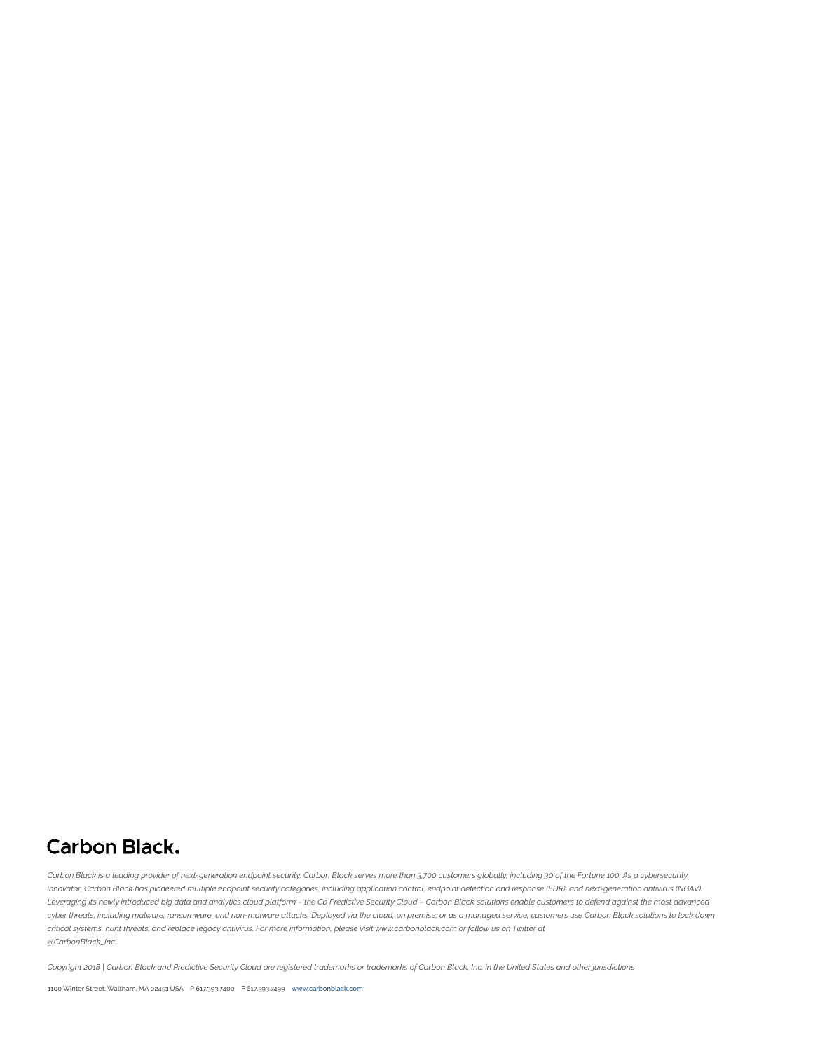# Carbon Black.

*Carbon Black is a leading provider of next-generation endpoint security. Carbon Black serves more than 3,700 customers globally, including 30 of the Fortune 100. As a cybersecurity innovator, Carbon Black has pioneered multiple endpoint security categories, including application control, endpoint detection and response (EDR), and next-generation antivirus (NGAV). Leveraging its newly introduced big data and analytics cloud platform – the Cb Predictive Security Cloud – Carbon Black solutions enable customers to defend against the most advanced cyber threats, including malware, ransomware, and non-malware attacks. Deployed via the cloud, on premise, or as a managed service, customers use Carbon Black solutions to lock down critical systems, hunt threats, and replace legacy antivirus. For more information, please visit www.carbonblack.com or follow us on Twitter at @CarbonBlack_Inc.*

*Copyright 2018 | Carbon Black and Predictive Security Cloud are registered trademarks or trademarks of Carbon Black, Inc. in the United States and other jurisdictions*

1100 Winter Street, Waltham, MA 02451 USA P 617.393.7400 F 617.393.7499 www.carbonblack.com